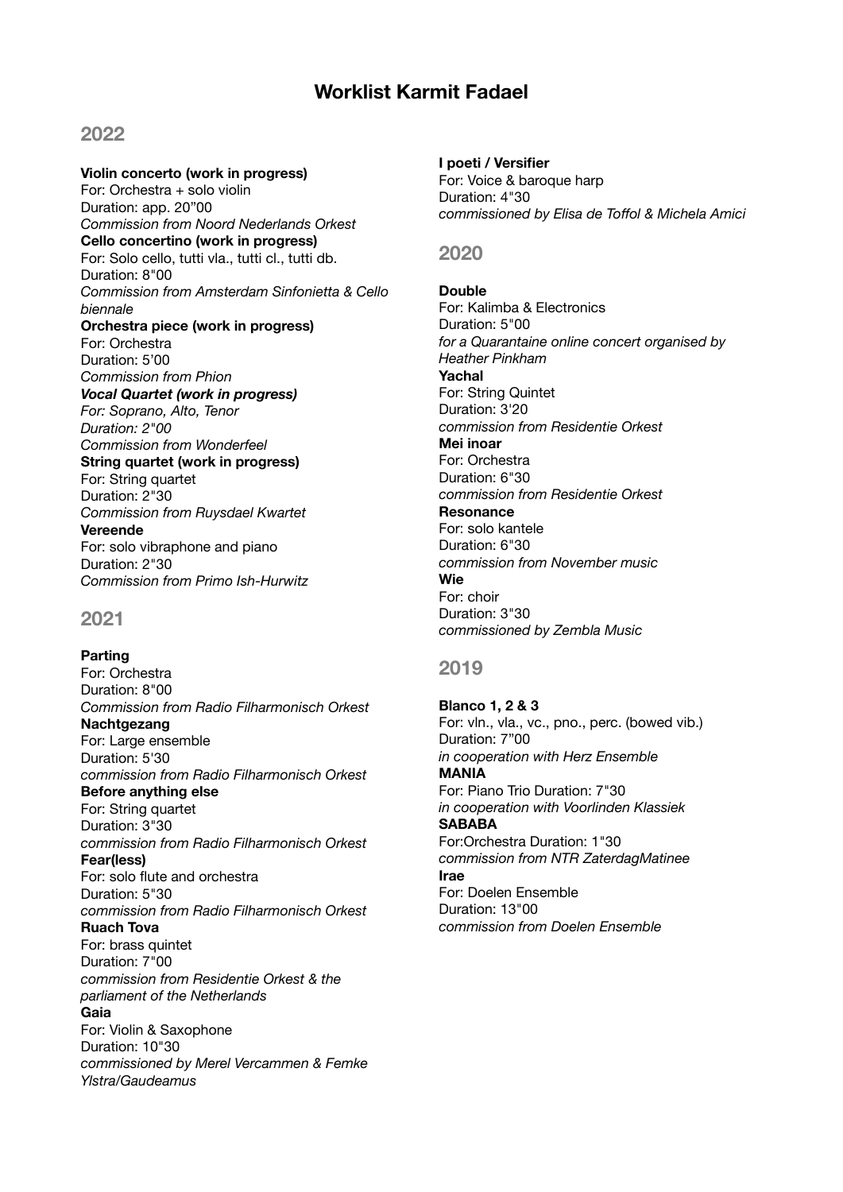# Worklist Karmit Fadael

## 2022

**Violin concerto (work in progress)**
For: Orchestra + solo violin
Duration: app. 20”00
*Commission from Noord Nederlands Orkest*

**Cello concertino (work in progress)**
For: Solo cello, tutti vla., tutti cl., tutti db.
Duration: 8"00
*Commission from Amsterdam Sinfonietta & Cello biennale*

**Orchestra piece (work in progress)**
For: Orchestra
Duration: 5’00
*Commission from Phion*

***Vocal Quartet (work in progress)***
*For: Soprano, Alto, Tenor*
*Duration: 2"00*
*Commission from Wonderfeel*

**String quartet (work in progress)**
For: String quartet
Duration: 2"30
*Commission from Ruysdael Kwartet*

**Vereende**
For: solo vibraphone and piano
Duration: 2"30
*Commission from Primo Ish-Hurwitz*

## 2021

**Parting**
For: Orchestra
Duration: 8"00
*Commission from Radio Filharmonisch Orkest*

**Nachtgezang**
For: Large ensemble
Duration: 5'30
*commission from Radio Filharmonisch Orkest*

**Before anything else**
For: String quartet
Duration: 3"30
*commission from Radio Filharmonisch Orkest*

**Fear(less)**
For: solo flute and orchestra
Duration: 5"30
*commission from Radio Filharmonisch Orkest*

**Ruach Tova**
For: brass quintet
Duration: 7"00
*commission from Residentie Orkest & the parliament of the Netherlands*

**Gaia**
For: Violin & Saxophone
Duration: 10"30
*commissioned by Merel Vercammen & Femke Ylstra/Gaudeamus*

**I poeti / Versifier**
For: Voice & baroque harp
Duration: 4"30
*commissioned by Elisa de Toffol & Michela Amici*

## 2020

**Double**
For: Kalimba & Electronics
Duration: 5"00
*for a Quarantaine online concert organised by Heather Pinkham*

**Yachal**
For: String Quintet
Duration: 3'20
*commission from Residentie Orkest*

**Mei inoar**
For: Orchestra
Duration: 6"30
*commission from Residentie Orkest*

**Resonance**
For: solo kantele
Duration: 6"30
*commission from November music*

**Wie**
For: choir
Duration: 3"30
*commissioned by Zembla Music*

## 2019

**Blanco 1, 2 & 3**
For: vln., vla., vc., pno., perc. (bowed vib.)
Duration: 7”00
*in cooperation with Herz Ensemble*

**MANIA**
For: Piano Trio Duration: 7"30
*in cooperation with Voorlinden Klassiek*

**SABABA**
For:Orchestra Duration: 1"30
*commission from NTR ZaterdagMatinee*

**Irae**
For: Doelen Ensemble
Duration: 13"00
*commission from Doelen Ensemble*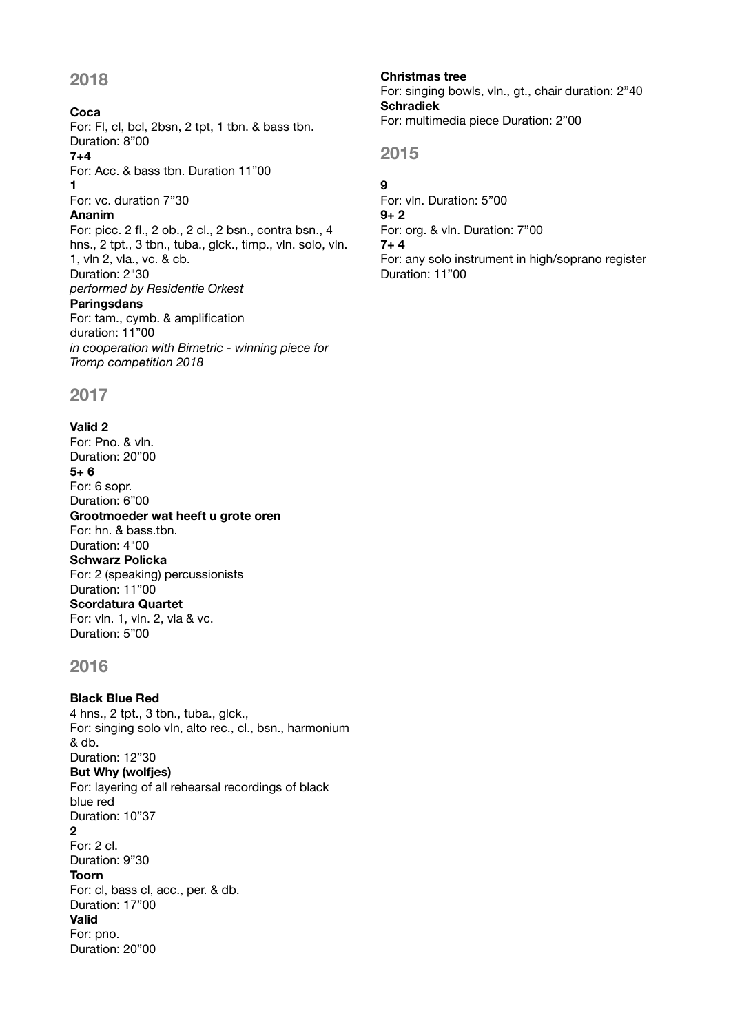## 2018

**Coca**
For: Fl, cl, bcl, 2bsn, 2 tpt, 1 tbn. & bass tbn.
Duration: 8"00
**7+4**
For: Acc. & bass tbn. Duration 11"00
**1**
For: vc. duration 7"30
**Ananim**
For: picc. 2 fl., 2 ob., 2 cl., 2 bsn., contra bsn., 4 hns., 2 tpt., 3 tbn., tuba., glck., timp., vln. solo, vln. 1, vln 2, vla., vc. & cb.
Duration: 2"30
*performed by Residentie Orkest*
**Paringsdans**
For: tam., cymb. & amplification
duration: 11"00
*in cooperation with Bimetric - winning piece for Tromp competition 2018*

## 2017

**Valid 2**
For: Pno. & vln.
Duration: 20"00
**5+ 6**
For: 6 sopr.
Duration: 6"00
**Grootmoeder wat heeft u grote oren**
For: hn. & bass.tbn.
Duration: 4"00
**Schwarz Policka**
For: 2 (speaking) percussionists
Duration: 11"00
**Scordatura Quartet**
For: vln. 1, vln. 2, vla & vc.
Duration: 5"00

## 2016

**Black Blue Red**
4 hns., 2 tpt., 3 tbn., tuba., glck.,
For: singing solo vln, alto rec., cl., bsn., harmonium & db.
Duration: 12"30
**But Why (wolfjes)**
For: layering of all rehearsal recordings of black blue red
Duration: 10"37
**2**
For: 2 cl.
Duration: 9"30
**Toorn**
For: cl, bass cl, acc., per. & db.
Duration: 17"00
**Valid**
For: pno.
Duration: 20"00
**Christmas tree**
For: singing bowls, vln., gt., chair duration: 2"40
**Schradiek**
For: multimedia piece Duration: 2"00

## 2015

**9**
For: vln. Duration: 5"00
**9+ 2**
For: org. & vln. Duration: 7"00
**7+ 4**
For: any solo instrument in high/soprano register
Duration: 11"00